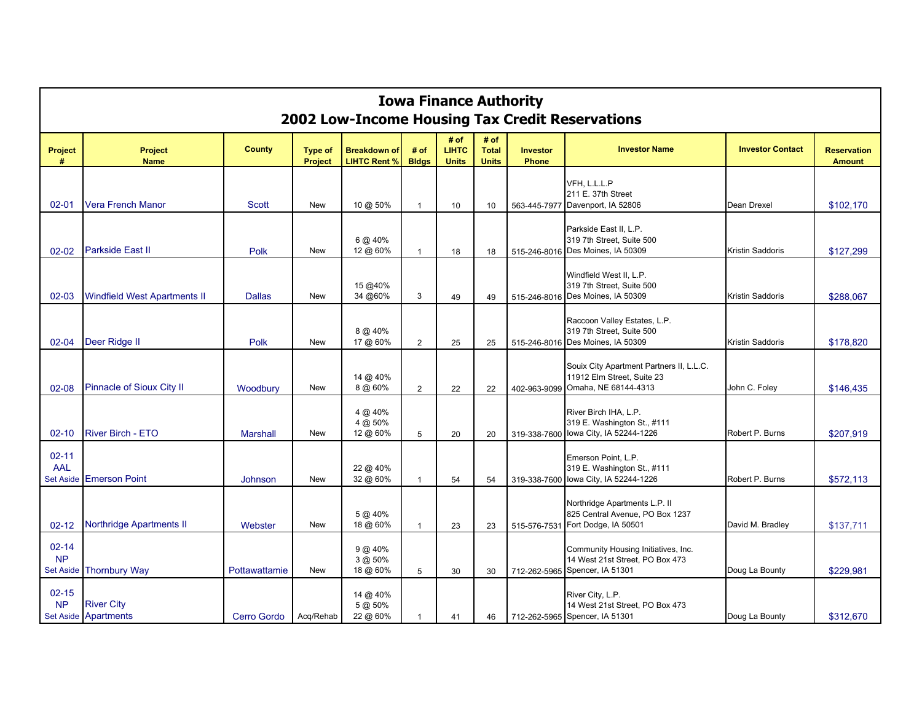# Iowa Finance Authority

## 2002 Low-Income Housing Tax Credit Reservations

| Project # | Project Name | County | Type of Project | Breakdown of LIHTC Rent % | # of Bldgs | # of LIHTC Units | # of Total Units | Investor Phone | Investor Name | Investor Contact | Reservation Amount |
|---|---|---|---|---|---|---|---|---|---|---|---|
| 02-01 | Vera French Manor | Scott | New | 10 @ 50% | 1 | 10 | 10 | 563-445-7977 | VFH, L.L.L.P<br>211 E. 37th Street<br>Davenport, IA 52806 | Dean Drexel | $102,170 |
| 02-02 | Parkside East II | Polk | New | 6 @ 40%<br>12 @ 60% | 1 | 18 | 18 | 515-246-8016 | Parkside East II, L.P.<br>319 7th Street, Suite 500<br>Des Moines, IA 50309 | Kristin Saddoris | $127,299 |
| 02-03 | Windfield West Apartments II | Dallas | New | 15 @40%<br>34 @60% | 3 | 49 | 49 | 515-246-8016 | Windfield West II, L.P.<br>319 7th Street, Suite 500<br>Des Moines, IA 50309 | Kristin Saddoris | $288,067 |
| 02-04 | Deer Ridge II | Polk | New | 8 @ 40%<br>17 @ 60% | 2 | 25 | 25 | 515-246-8016 | Raccoon Valley Estates, L.P.<br>319 7th Street, Suite 500<br>Des Moines, IA 50309 | Kristin Saddoris | $178,820 |
| 02-08 | Pinnacle of Sioux City II | Woodbury | New | 14 @ 40%<br>8 @ 60% | 2 | 22 | 22 | 402-963-9099 | Souix City Apartment Partners II, L.L.C.<br>11912 Elm Street, Suite 23<br>Omaha, NE 68144-4313 | John C. Foley | $146,435 |
| 02-10 | River Birch - ETO | Marshall | New | 4 @ 40%<br>4 @ 50%<br>12 @ 60% | 5 | 20 | 20 | 319-338-7600 | River Birch IHA, L.P.<br>319 E. Washington St., #111<br>Iowa City, IA 52244-1226 | Robert P. Burns | $207,919 |
| 02-11<br>AAL<br>Set Aside | Emerson Point | Johnson | New | 22 @ 40%<br>32 @ 60% | 1 | 54 | 54 | 319-338-7600 | Emerson Point, L.P.<br>319 E. Washington St., #111<br>Iowa City, IA 52244-1226 | Robert P. Burns | $572,113 |
| 02-12 | Northridge Apartments II | Webster | New | 5 @ 40%<br>18 @ 60% | 1 | 23 | 23 | 515-576-7531 | Northridge Apartments L.P. II<br>825 Central Avenue, PO Box 1237<br>Fort Dodge, IA 50501 | David M. Bradley | $137,711 |
| 02-14<br>NP<br>Set Aside | Thornbury Way | Pottawattamie | New | 9 @ 40%<br>3 @ 50%<br>18 @ 60% | 5 | 30 | 30 | 712-262-5965 | Community Housing Initiatives, Inc.<br>14 West 21st Street, PO Box 473<br>Spencer, IA 51301 | Doug La Bounty | $229,981 |
| 02-15<br>NP<br>Set Aside | River City Apartments | Cerro Gordo | Acq/Rehab | 14 @ 40%<br>5 @ 50%<br>22 @ 60% | 1 | 41 | 46 | 712-262-5965 | River City, L.P.<br>14 West 21st Street, PO Box 473<br>Spencer, IA 51301 | Doug La Bounty | $312,670 |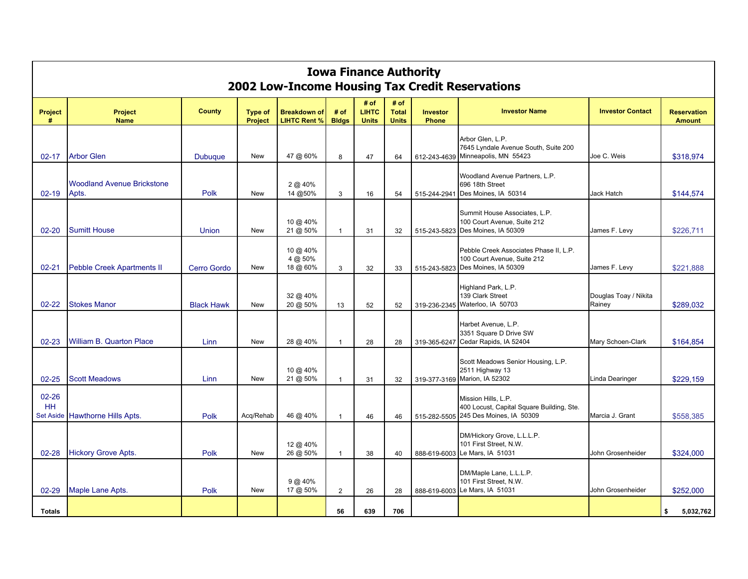# Iowa Finance Authority
## 2002 Low-Income Housing Tax Credit Reservations

| Project # | Project Name | County | Type of Project | Breakdown of LIHTC Rent % | # of Bldgs | # of LIHTC Units | # of Total Units | Investor Phone | Investor Name | Investor Contact | Reservation Amount |
|---|---|---|---|---|---|---|---|---|---|---|---|
| 02-17 | Arbor Glen | Dubuque | New | 47 @ 60% | 8 | 47 | 64 | 612-243-4639 | Arbor Glen, L.P.<br>7645 Lyndale Avenue South, Suite 200<br>Minneapolis, MN 55423 | Joe C. Weis | $318,974 |
| 02-19 | Woodland Avenue Brickstone Apts. | Polk | New | 2 @ 40%<br>14 @50% | 3 | 16 | 54 | 515-244-2941 | Woodland Avenue Partners, L.P.<br>696 18th Street<br>Des Moines, IA 50314 | Jack Hatch | $144,574 |
| 02-20 | Sumitt House | Union | New | 10 @ 40%<br>21 @ 50% | 1 | 31 | 32 | 515-243-5823 | Summit House Associates, L.P.<br>100 Court Avenue, Suite 212<br>Des Moines, IA 50309 | James F. Levy | $226,711 |
| 02-21 | Pebble Creek Apartments II | Cerro Gordo | New | 10 @ 40%<br>4 @ 50%<br>18 @ 60% | 3 | 32 | 33 | 515-243-5823 | Pebble Creek Associates Phase II, L.P.<br>100 Court Avenue, Suite 212<br>Des Moines, IA 50309 | James F. Levy | $221,888 |
| 02-22 | Stokes Manor | Black Hawk | New | 32 @ 40%<br>20 @ 50% | 13 | 52 | 52 | 319-236-2345 | Highland Park, L.P.<br>139 Clark Street<br>Waterloo, IA 50703 | Douglas Toay / Nikita Rainey | $289,032 |
| 02-23 | William B. Quarton Place | Linn | New | 28 @ 40% | 1 | 28 | 28 | 319-365-6247 | Harbet Avenue, L.P.<br>3351 Square D Drive SW<br>Cedar Rapids, IA 52404 | Mary Schoen-Clark | $164,854 |
| 02-25 | Scott Meadows | Linn | New | 10 @ 40%<br>21 @ 50% | 1 | 31 | 32 | 319-377-3169 | Scott Meadows Senior Housing, L.P.<br>2511 Highway 13<br>Marion, IA 52302 | Linda Dearinger | $229,159 |
| 02-26 HH Set Aside | Hawthorne Hills Apts. | Polk | Acq/Rehab | 46 @ 40% | 1 | 46 | 46 | 515-282-5505 | Mission Hills, L.P.<br>400 Locust, Capital Square Building, Ste. 245 Des Moines, IA 50309 | Marcia J. Grant | $558,385 |
| 02-28 | Hickory Grove Apts. | Polk | New | 12 @ 40%<br>26 @ 50% | 1 | 38 | 40 | 888-619-6003 | DM/Hickory Grove, L.L.L.P.<br>101 First Street, N.W.<br>Le Mars, IA 51031 | John Grosenheider | $324,000 |
| 02-29 | Maple Lane Apts. | Polk | New | 9 @ 40%<br>17 @ 50% | 2 | 26 | 28 | 888-619-6003 | DM/Maple Lane, L.L.L.P.<br>101 First Street, N.W.<br>Le Mars, IA 51031 | John Grosenheider | $252,000 |
| **Totals** | | | | | **56** | **639** | **706** | | | | **$ 5,032,762** |